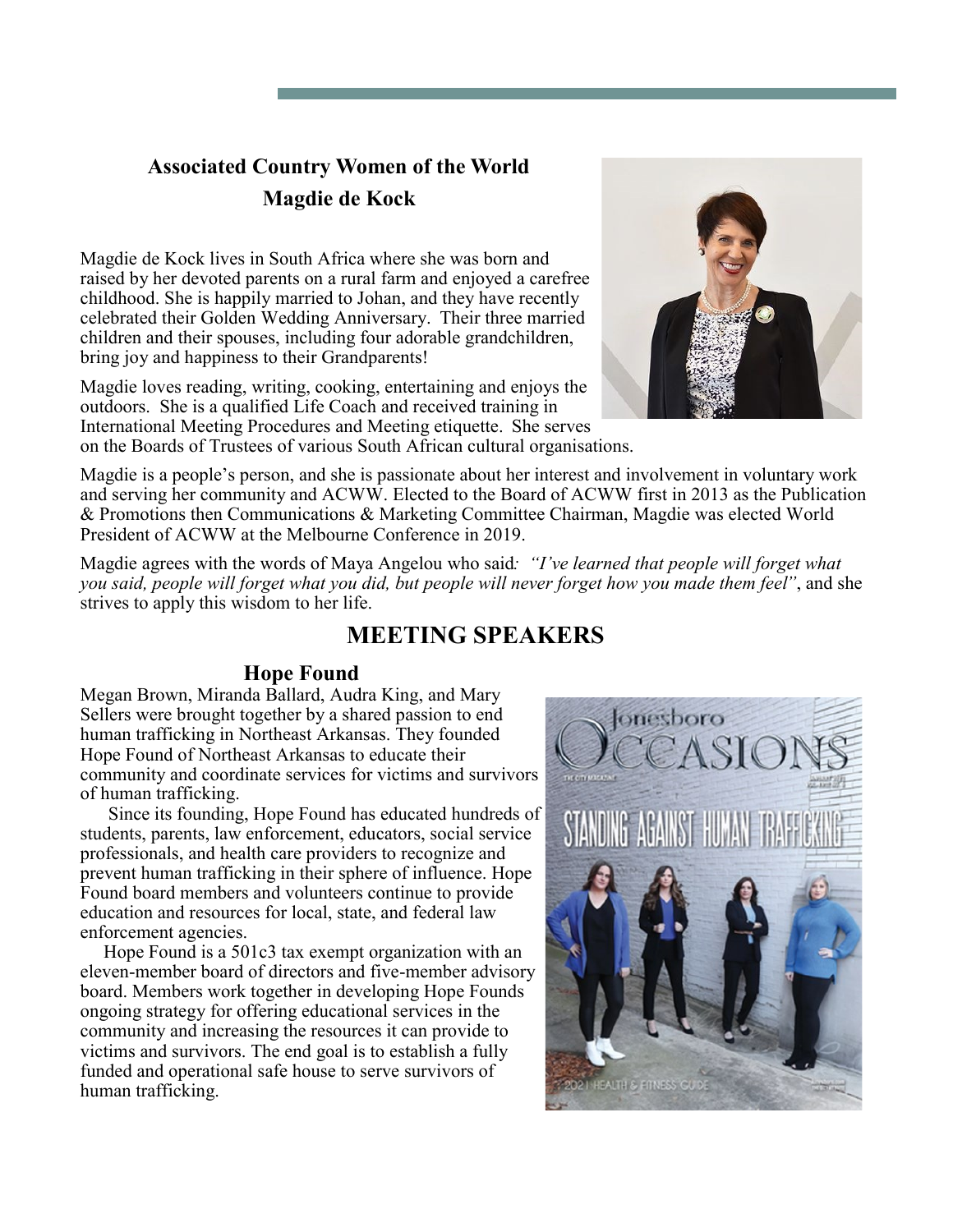## Associated Country Women of the World

### Magdie de Kock

Magdie de Kock lives in South Africa where she was born and raised by her devoted parents on a rural farm and enjoyed a carefree childhood. She is happily married to Johan, and they have recently celebrated their Golden Wedding Anniversary. Their three married children and their spouses, including four adorable grandchildren, bring joy and happiness to their Grandparents!

Magdie loves reading, writing, cooking, entertaining and enjoys the outdoors. She is a qualified Life Coach and received training in International Meeting Procedures and Meeting etiquette. She serves on the Boards of Trustees of various South African cultural organisations.

Magdie is a people's person, and she is passionate about her interest and involvement in voluntary work and serving her community and ACWW. Elected to the Board of ACWW first in 2013 as the Publication & Promotions then Communications & Marketing Committee Chairman, Magdie was elected World President of ACWW at the Melbourne Conference in 2019.

Magdie agrees with the words of Maya Angelou who said*: "I've learned that people will forget what you said, people will forget what you did, but people will never forget how you made them feel"*, and she strives to apply this wisdom to her life.

## MEETING SPEAKERS

### Hope Found

Megan Brown, Miranda Ballard, Audra King, and Mary Sellers were brought together by a shared passion to end human trafficking in Northeast Arkansas. They founded Hope Found of Northeast Arkansas to educate their community and coordinate services for victims and survivors of human trafficking.

Since its founding, Hope Found has educated hundreds of students, parents, law enforcement, educators, social service professionals, and health care providers to recognize and prevent human trafficking in their sphere of influence. Hope Found board members and volunteers continue to provide education and resources for local, state, and federal law enforcement agencies.

Hope Found is a 501c3 tax exempt organization with an eleven-member board of directors and five-member advisory board. Members work together in developing Hope Founds ongoing strategy for offering educational services in the community and increasing the resources it can provide to victims and survivors. The end goal is to establish a fully funded and operational safe house to serve survivors of human trafficking.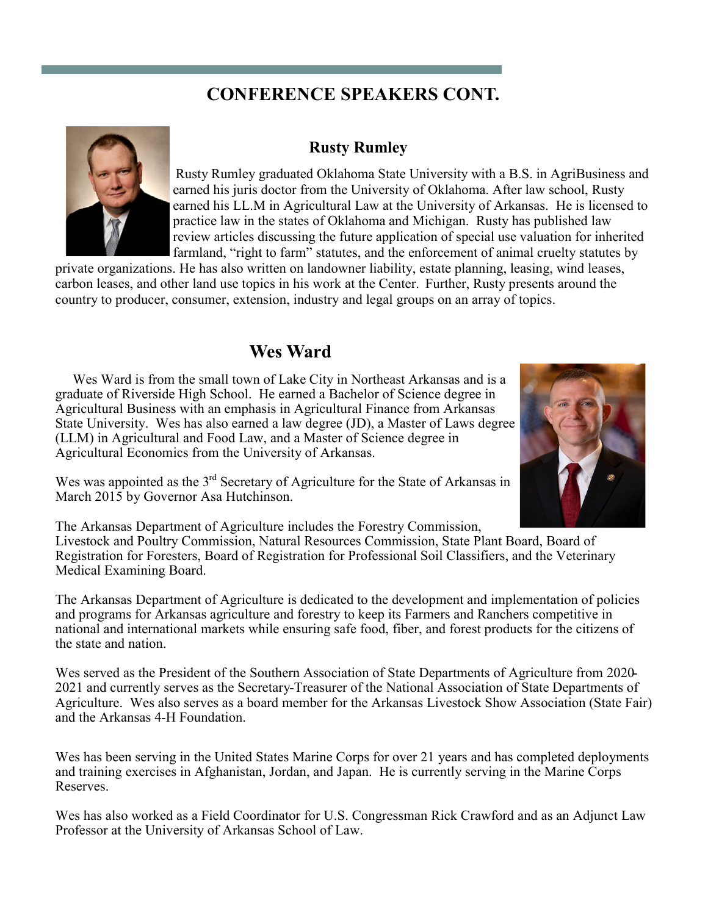# CONFERENCE SPEAKERS CONT.

### Rusty Rumley

Rusty Rumley graduated Oklahoma State University with a B.S. in AgriBusiness and earned his juris doctor from the University of Oklahoma. After law school, Rusty earned his LL.M in Agricultural Law at the University of Arkansas. He is licensed to practice law in the states of Oklahoma and Michigan. Rusty has published law review articles discussing the future application of special use valuation for inherited farmland, "right to farm" statutes, and the enforcement of animal cruelty statutes by private organizations. He has also written on landowner liability, estate planning, leasing, wind leases, carbon leases, and other land use topics in his work at the Center. Further, Rusty presents around the country to producer, consumer, extension, industry and legal groups on an array of topics.

## Wes Ward

Wes Ward is from the small town of Lake City in Northeast Arkansas and is a graduate of Riverside High School. He earned a Bachelor of Science degree in Agricultural Business with an emphasis in Agricultural Finance from Arkansas State University. Wes has also earned a law degree (JD), a Master of Laws degree (LLM) in Agricultural and Food Law, and a Master of Science degree in Agricultural Economics from the University of Arkansas.

Wes was appointed as the 3rd Secretary of Agriculture for the State of Arkansas in March 2015 by Governor Asa Hutchinson.

The Arkansas Department of Agriculture includes the Forestry Commission, Livestock and Poultry Commission, Natural Resources Commission, State Plant Board, Board of Registration for Foresters, Board of Registration for Professional Soil Classifiers, and the Veterinary Medical Examining Board.

The Arkansas Department of Agriculture is dedicated to the development and implementation of policies and programs for Arkansas agriculture and forestry to keep its Farmers and Ranchers competitive in national and international markets while ensuring safe food, fiber, and forest products for the citizens of the state and nation.

Wes served as the President of the Southern Association of State Departments of Agriculture from 2020-2021 and currently serves as the Secretary-Treasurer of the National Association of State Departments of Agriculture. Wes also serves as a board member for the Arkansas Livestock Show Association (State Fair) and the Arkansas 4-H Foundation.

Wes has been serving in the United States Marine Corps for over 21 years and has completed deployments and training exercises in Afghanistan, Jordan, and Japan. He is currently serving in the Marine Corps Reserves.

Wes has also worked as a Field Coordinator for U.S. Congressman Rick Crawford and as an Adjunct Law Professor at the University of Arkansas School of Law.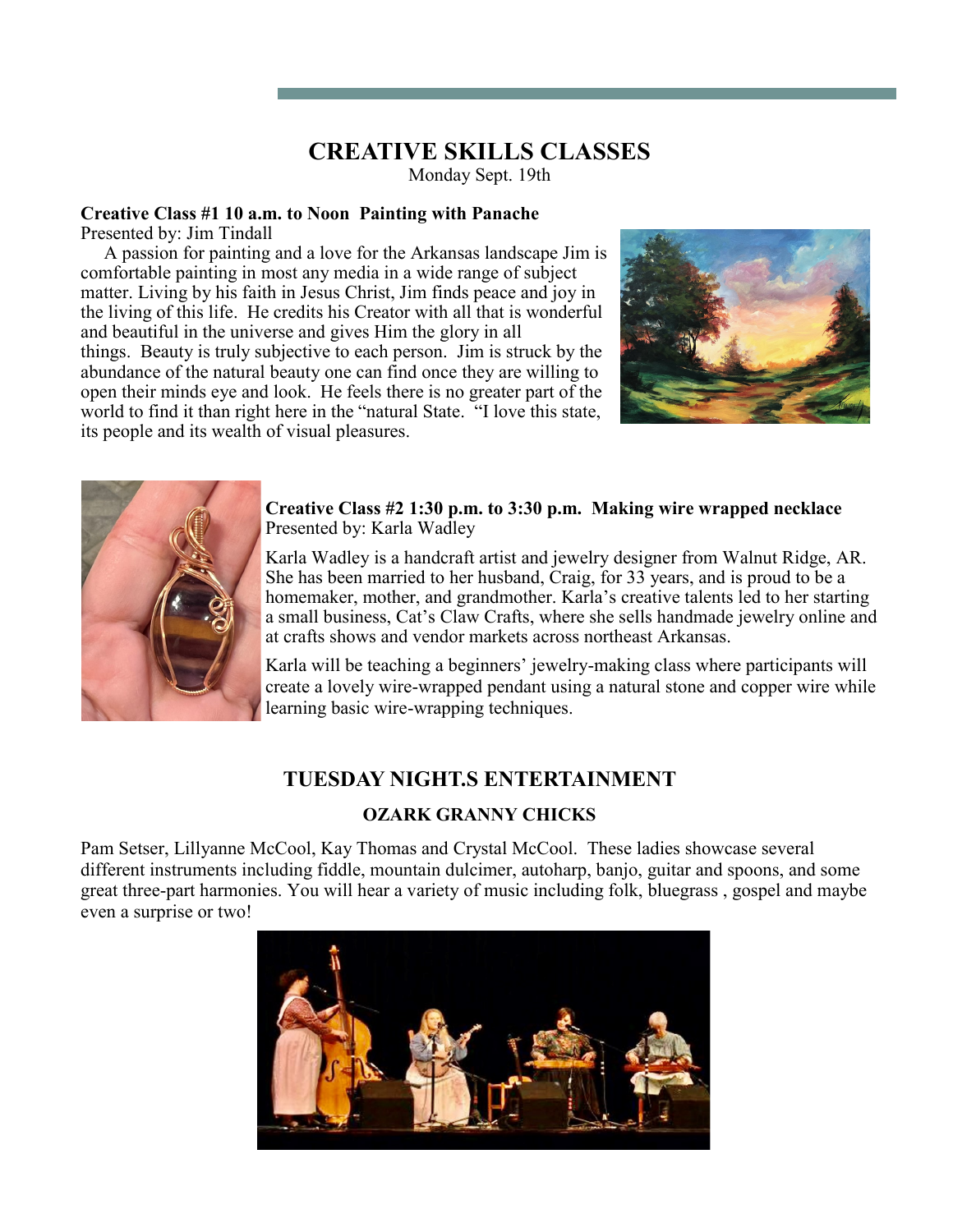# CREATIVE SKILLS CLASSES

Monday Sept. 19th

**Creative Class #1 10 a.m. to Noon Painting with Panache**
Presented by: Jim Tindall

A passion for painting and a love for the Arkansas landscape Jim is comfortable painting in most any media in a wide range of subject matter. Living by his faith in Jesus Christ, Jim finds peace and joy in the living of this life. He credits his Creator with all that is wonderful and beautiful in the universe and gives Him the glory in all things. Beauty is truly subjective to each person. Jim is struck by the abundance of the natural beauty one can find once they are willing to open their minds eye and look. He feels there is no greater part of the world to find it than right here in the "natural State. "I love this state, its people and its wealth of visual pleasures.

**Creative Class #2 1:30 p.m. to 3:30 p.m. Making wire wrapped necklace**
Presented by: Karla Wadley

Karla Wadley is a handcraft artist and jewelry designer from Walnut Ridge, AR. She has been married to her husband, Craig, for 33 years, and is proud to be a homemaker, mother, and grandmother. Karla's creative talents led to her starting a small business, Cat's Claw Crafts, where she sells handmade jewelry online and at crafts shows and vendor markets across northeast Arkansas.

Karla will be teaching a beginners' jewelry-making class where participants will create a lovely wire-wrapped pendant using a natural stone and copper wire while learning basic wire-wrapping techniques.

## TUESDAY NIGHT.S ENTERTAINMENT

### OZARK GRANNY CHICKS

Pam Setser, Lillyanne McCool, Kay Thomas and Crystal McCool. These ladies showcase several different instruments including fiddle, mountain dulcimer, autoharp, banjo, guitar and spoons, and some great three-part harmonies. You will hear a variety of music including folk, bluegrass , gospel and maybe even a surprise or two!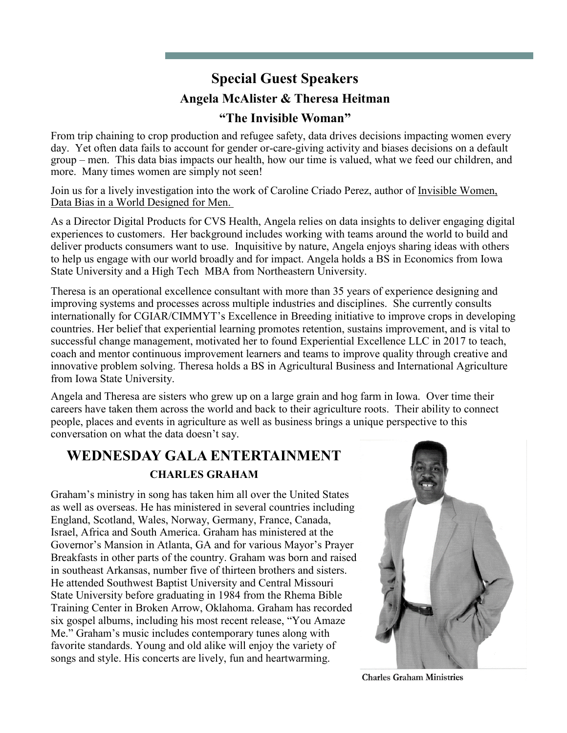## Special Guest Speakers

### Angela McAlister & Theresa Heitman

### "The Invisible Woman"

From trip chaining to crop production and refugee safety, data drives decisions impacting women every day. Yet often data fails to account for gender or-care-giving activity and biases decisions on a default group – men. This data bias impacts our health, how our time is valued, what we feed our children, and more. Many times women are simply not seen!

Join us for a lively investigation into the work of Caroline Criado Perez, author of Invisible Women, Data Bias in a World Designed for Men.

As a Director Digital Products for CVS Health, Angela relies on data insights to deliver engaging digital experiences to customers. Her background includes working with teams around the world to build and deliver products consumers want to use. Inquisitive by nature, Angela enjoys sharing ideas with others to help us engage with our world broadly and for impact. Angela holds a BS in Economics from Iowa State University and a High Tech MBA from Northeastern University.

Theresa is an operational excellence consultant with more than 35 years of experience designing and improving systems and processes across multiple industries and disciplines. She currently consults internationally for CGIAR/CIMMYT's Excellence in Breeding initiative to improve crops in developing countries. Her belief that experiential learning promotes retention, sustains improvement, and is vital to successful change management, motivated her to found Experiential Excellence LLC in 2017 to teach, coach and mentor continuous improvement learners and teams to improve quality through creative and innovative problem solving. Theresa holds a BS in Agricultural Business and International Agriculture from Iowa State University.

Angela and Theresa are sisters who grew up on a large grain and hog farm in Iowa. Over time their careers have taken them across the world and back to their agriculture roots. Their ability to connect people, places and events in agriculture as well as business brings a unique perspective to this conversation on what the data doesn't say.

## WEDNESDAY GALA ENTERTAINMENT

### CHARLES GRAHAM

Graham's ministry in song has taken him all over the United States as well as overseas. He has ministered in several countries including England, Scotland, Wales, Norway, Germany, France, Canada, Israel, Africa and South America. Graham has ministered at the Governor's Mansion in Atlanta, GA and for various Mayor's Prayer Breakfasts in other parts of the country. Graham was born and raised in southeast Arkansas, number five of thirteen brothers and sisters. He attended Southwest Baptist University and Central Missouri State University before graduating in 1984 from the Rhema Bible Training Center in Broken Arrow, Oklahoma. Graham has recorded six gospel albums, including his most recent release, "You Amaze Me." Graham's music includes contemporary tunes along with favorite standards. Young and old alike will enjoy the variety of songs and style. His concerts are lively, fun and heartwarming.

Charles Graham Ministries